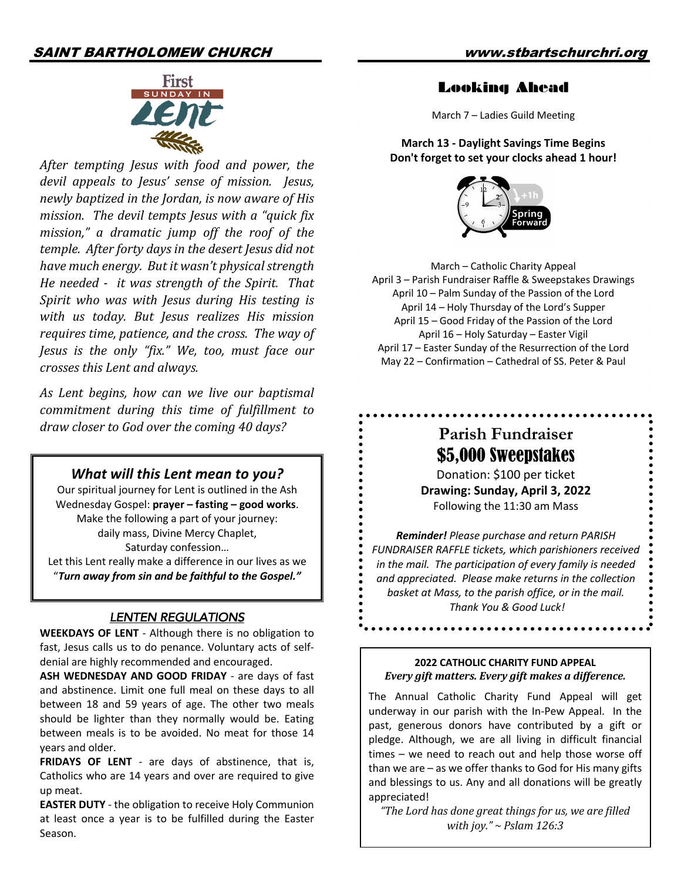# SAINT BARTHOLOMEW CHURCH

www.stbartschurchri.org

## First Sunday in Lent

*After tempting Jesus with food and power, the devil appeals to Jesus' sense of mission. Jesus, newly baptized in the Jordan, is now aware of His mission. The devil tempts Jesus with a "quick fix mission," a dramatic jump off the roof of the temple. After forty days in the desert Jesus did not have much energy. But it wasn't physical strength He needed - it was strength of the Spirit. That Spirit who was with Jesus during His testing is with us today. But Jesus realizes His mission requires time, patience, and the cross. The way of Jesus is the only "fix." We, too, must face our crosses this Lent and always.*

*As Lent begins, how can we live our baptismal commitment during this time of fulfillment to draw closer to God over the coming 40 days?*

### *What will this Lent mean to you?*

Our spiritual journey for Lent is outlined in the Ash Wednesday Gospel: **prayer – fasting – good works**.
Make the following a part of your journey:
daily mass, Divine Mercy Chaplet,
Saturday confession…
Let this Lent really make a difference in our lives as we "***Turn away from sin and be faithful to the Gospel."***

### LENTEN REGULATIONS

**WEEKDAYS OF LENT** - Although there is no obligation to fast, Jesus calls us to do penance. Voluntary acts of self-denial are highly recommended and encouraged.

**ASH WEDNESDAY AND GOOD FRIDAY** - are days of fast and abstinence. Limit one full meal on these days to all between 18 and 59 years of age. The other two meals should be lighter than they normally would be. Eating between meals is to be avoided. No meat for those 14 years and older.

**FRIDAYS OF LENT** - are days of abstinence, that is, Catholics who are 14 years and over are required to give up meat.

**EASTER DUTY** - the obligation to receive Holy Communion at least once a year is to be fulfilled during the Easter Season.

## Looking Ahead

March 7 – Ladies Guild Meeting

**March 13 - Daylight Savings Time Begins**
**Don't forget to set your clocks ahead 1 hour!**

March – Catholic Charity Appeal
April 3 – Parish Fundraiser Raffle & Sweepstakes Drawings
April 10 – Palm Sunday of the Passion of the Lord
April 14 – Holy Thursday of the Lord's Supper
April 15 – Good Friday of the Passion of the Lord
April 16 – Holy Saturday – Easter Vigil
April 17 – Easter Sunday of the Resurrection of the Lord
May 22 – Confirmation – Cathedral of SS. Peter & Paul

## Parish Fundraiser
## $5,000 Sweepstakes

Donation: $100 per ticket
**Drawing: Sunday, April 3, 2022**
Following the 11:30 am Mass

***Reminder!*** *Please purchase and return PARISH FUNDRAISER RAFFLE tickets, which parishioners received in the mail. The participation of every family is needed and appreciated. Please make returns in the collection basket at Mass, to the parish office, or in the mail. Thank You & Good Luck!*

**2022 CATHOLIC CHARITY FUND APPEAL**
***Every gift matters. Every gift makes a difference.***

The Annual Catholic Charity Fund Appeal will get underway in our parish with the In-Pew Appeal. In the past, generous donors have contributed by a gift or pledge. Although, we are all living in difficult financial times – we need to reach out and help those worse off than we are – as we offer thanks to God for His many gifts and blessings to us. Any and all donations will be greatly appreciated!

*"The Lord has done great things for us, we are filled with joy." ~ Pslam 126:3*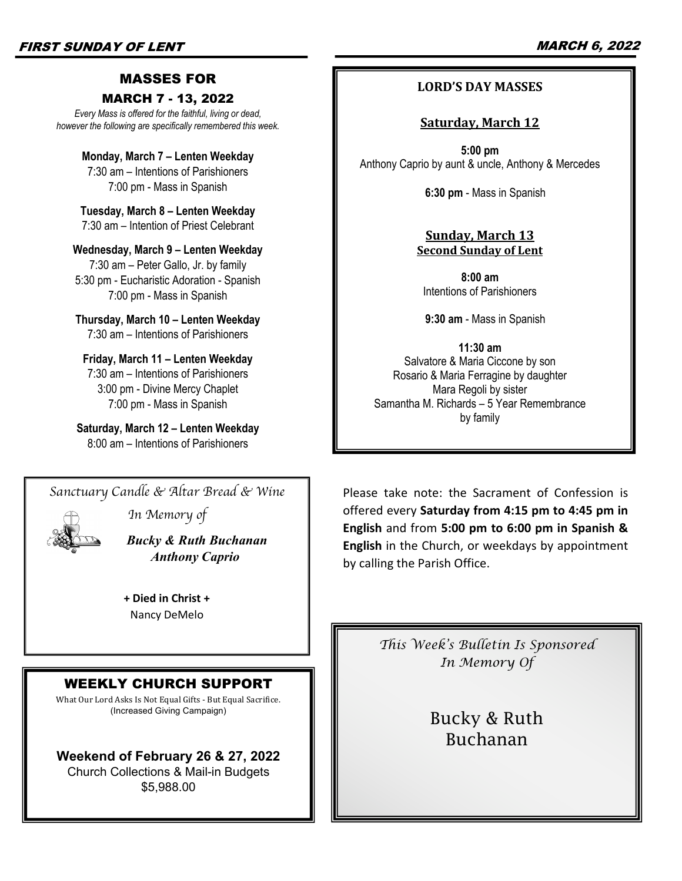## MASSES FOR MARCH 7 - 13, 2022

*Every Mass is offered for the faithful, living or dead, however the following are specifically remembered this week.*

**Monday, March 7 – Lenten Weekday**
7:30 am – Intentions of Parishioners
7:00 pm - Mass in Spanish

**Tuesday, March 8 – Lenten Weekday**
7:30 am – Intention of Priest Celebrant

**Wednesday, March 9 – Lenten Weekday**
7:30 am – Peter Gallo, Jr. by family
5:30 pm - Eucharistic Adoration - Spanish
7:00 pm - Mass in Spanish

**Thursday, March 10 – Lenten Weekday**
7:30 am – Intentions of Parishioners

**Friday, March 11 – Lenten Weekday**
7:30 am – Intentions of Parishioners
3:00 pm - Divine Mercy Chaplet
7:00 pm - Mass in Spanish

**Saturday, March 12 – Lenten Weekday**
8:00 am – Intentions of Parishioners

### LORD'S DAY MASSES

**Saturday, March 12**

**5:00 pm**
Anthony Caprio by aunt & uncle, Anthony & Mercedes

**6:30 pm** - Mass in Spanish

**Sunday, March 13**
**Second Sunday of Lent**

**8:00 am**
Intentions of Parishioners

**9:30 am** - Mass in Spanish

**11:30 am**
Salvatore & Maria Ciccone by son
Rosario & Maria Ferragine by daughter
Mara Regoli by sister
Samantha M. Richards – 5 Year Remembrance by family

*Sanctuary Candle & Altar Bread & Wine*

*In Memory of*

***Bucky & Ruth Buchanan***
***Anthony Caprio***

**+ Died in Christ +**
Nancy DeMelo

Please take note: the Sacrament of Confession is offered every **Saturday from 4:15 pm to 4:45 pm in English** and from **5:00 pm to 6:00 pm in Spanish & English** in the Church, or weekdays by appointment by calling the Parish Office.

### WEEKLY CHURCH SUPPORT

What Our Lord Asks Is Not Equal Gifts - But Equal Sacrifice.
(Increased Giving Campaign)

**Weekend of February 26 & 27, 2022**
Church Collections & Mail-in Budgets
$5,988.00

*This Week's Bulletin Is Sponsored In Memory Of*

Bucky & Ruth Buchanan